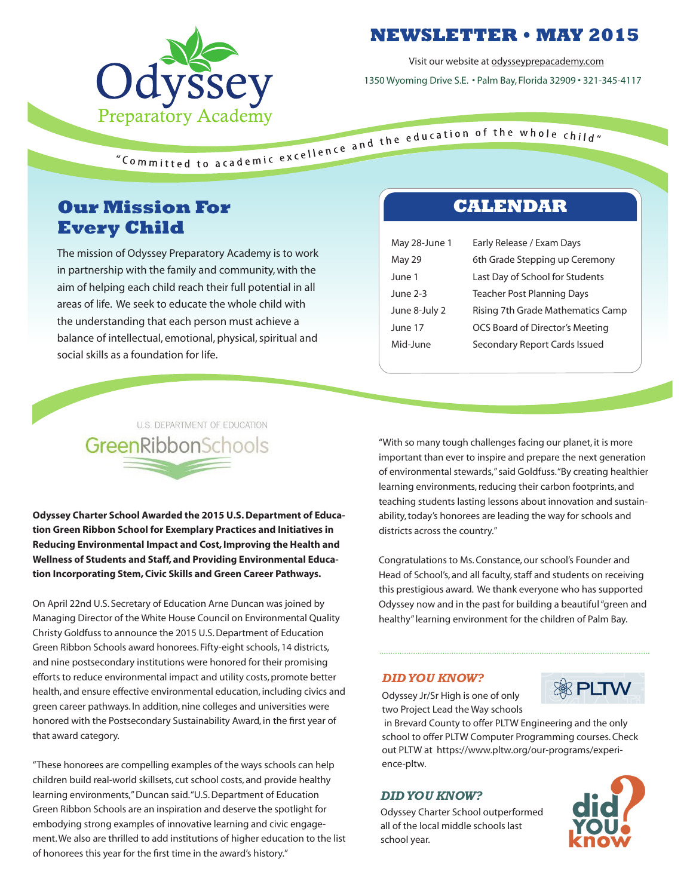# Odyssey Preparatory Academy

## NEWSLETTER • MAY 2015

Visit our website at odysseyprepacademy.com

1350 Wyoming Drive S.E. • Palm Bay, Florida 32909 • 321-345-4117

"Committed to academic excellence and the education of the whole child"

## Our Mission For Every Child

The mission of Odyssey Preparatory Academy is to work in partnership with the family and community, with the aim of helping each child reach their full potential in all areas of life. We seek to educate the whole child with the understanding that each person must achieve a balance of intellectual, emotional, physical, spiritual and social skills as a foundation for life.

## CALENDAR

| | |
|---|---|
| May 28-June 1 | Early Release / Exam Days |
| May 29 | 6th Grade Stepping up Ceremony |
| June 1 | Last Day of School for Students |
| June 2-3 | Teacher Post Planning Days |
| June 8-July 2 | Rising 7th Grade Mathematics Camp |
| June 17 | OCS Board of Director's Meeting |
| Mid-June | Secondary Report Cards Issued |

U.S. DEPARTMENT OF EDUCATION GreenRibbonSchools

**Odyssey Charter School Awarded the 2015 U.S. Department of Education Green Ribbon School for Exemplary Practices and Initiatives in Reducing Environmental Impact and Cost, Improving the Health and Wellness of Students and Staff, and Providing Environmental Education Incorporating Stem, Civic Skills and Green Career Pathways.**

On April 22nd U.S. Secretary of Education Arne Duncan was joined by Managing Director of the White House Council on Environmental Quality Christy Goldfuss to announce the 2015 U.S. Department of Education Green Ribbon Schools award honorees. Fifty-eight schools, 14 districts, and nine postsecondary institutions were honored for their promising efforts to reduce environmental impact and utility costs, promote better health, and ensure effective environmental education, including civics and green career pathways. In addition, nine colleges and universities were honored with the Postsecondary Sustainability Award, in the first year of that award category.

"These honorees are compelling examples of the ways schools can help children build real-world skillsets, cut school costs, and provide healthy learning environments," Duncan said. "U.S. Department of Education Green Ribbon Schools are an inspiration and deserve the spotlight for embodying strong examples of innovative learning and civic engagement. We also are thrilled to add institutions of higher education to the list of honorees this year for the first time in the award's history."

"With so many tough challenges facing our planet, it is more important than ever to inspire and prepare the next generation of environmental stewards," said Goldfuss. "By creating healthier learning environments, reducing their carbon footprints, and teaching students lasting lessons about innovation and sustainability, today's honorees are leading the way for schools and districts across the country."

Congratulations to Ms. Constance, our school's Founder and Head of School's, and all faculty, staff and students on receiving this prestigious award. We thank everyone who has supported Odyssey now and in the past for building a beautiful "green and healthy" learning environment for the children of Palm Bay.

### *DID YOU KNOW?*

Odyssey Jr/Sr High is one of only two Project Lead the Way schools in Brevard County to offer PLTW Engineering and the only school to offer PLTW Computer Programming courses. Check out PLTW at https://www.pltw.org/our-programs/experience-pltw.

### *DID YOU KNOW?*

Odyssey Charter School outperformed all of the local middle schools last school year.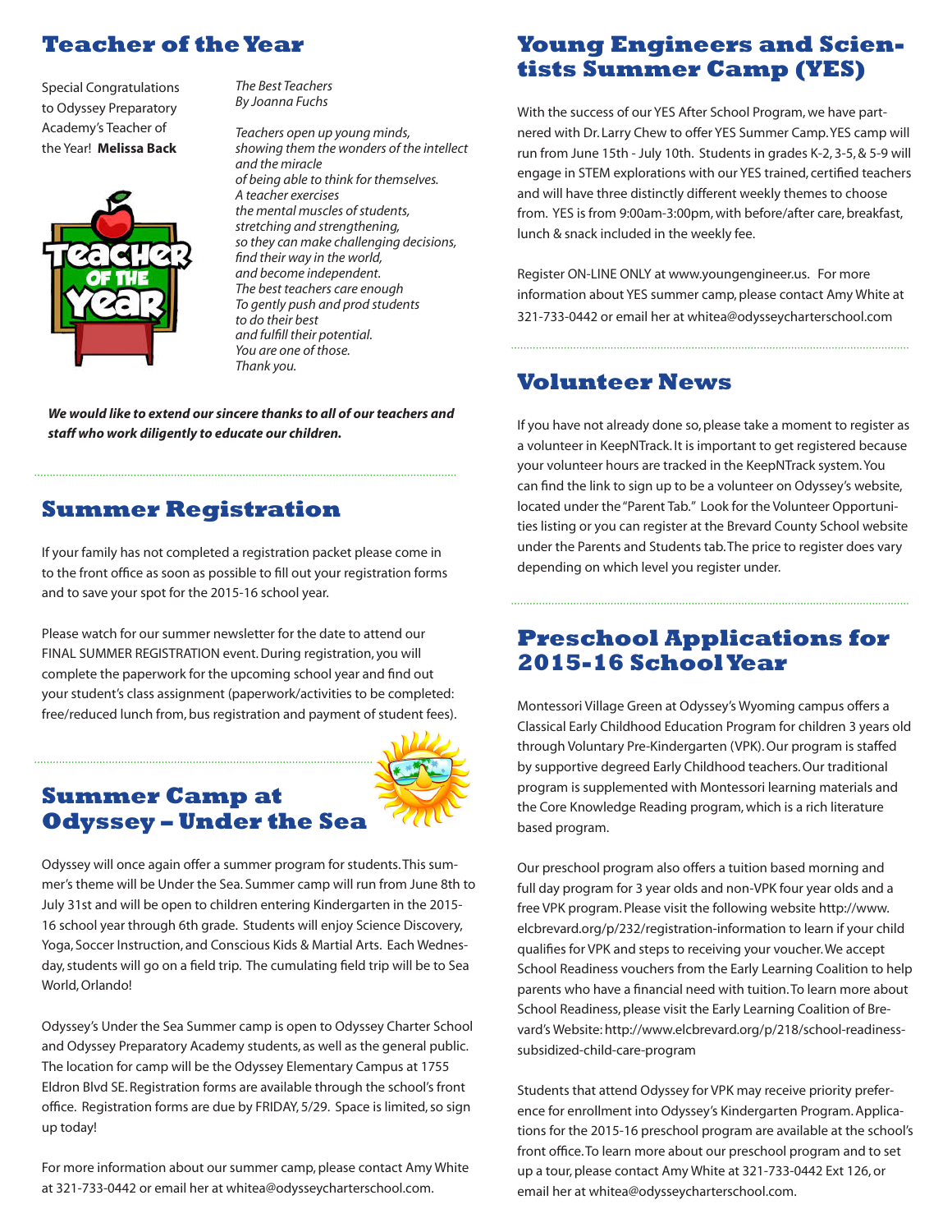## Teacher of the Year

Special Congratulations to Odyssey Preparatory Academy's Teacher of the Year! **Melissa Back**

*The Best Teachers*
*By Joanna Fuchs*

*Teachers open up young minds,*
*showing them the wonders of the intellect*
*and the miracle*
*of being able to think for themselves.*
*A teacher exercises*
*the mental muscles of students,*
*stretching and strengthening,*
*so they can make challenging decisions,*
*find their way in the world,*
*and become independent.*
*The best teachers care enough*
*To gently push and prod students*
*to do their best*
*and fulfill their potential.*
*You are one of those.*
*Thank you.*

***We would like to extend our sincere thanks to all of our teachers and staff who work diligently to educate our children.***

## Summer Registration

If your family has not completed a registration packet please come in to the front office as soon as possible to fill out your registration forms and to save your spot for the 2015-16 school year.

Please watch for our summer newsletter for the date to attend our FINAL SUMMER REGISTRATION event. During registration, you will complete the paperwork for the upcoming school year and find out your student's class assignment (paperwork/activities to be completed: free/reduced lunch from, bus registration and payment of student fees).

## Summer Camp at Odyssey – Under the Sea

Odyssey will once again offer a summer program for students. This summer's theme will be Under the Sea. Summer camp will run from June 8th to July 31st and will be open to children entering Kindergarten in the 2015-16 school year through 6th grade. Students will enjoy Science Discovery, Yoga, Soccer Instruction, and Conscious Kids & Martial Arts. Each Wednesday, students will go on a field trip. The cumulating field trip will be to Sea World, Orlando!

Odyssey's Under the Sea Summer camp is open to Odyssey Charter School and Odyssey Preparatory Academy students, as well as the general public. The location for camp will be the Odyssey Elementary Campus at 1755 Eldron Blvd SE. Registration forms are available through the school's front office. Registration forms are due by FRIDAY, 5/29. Space is limited, so sign up today!

For more information about our summer camp, please contact Amy White at 321-733-0442 or email her at whitea@odysseycharterschool.com.

## Young Engineers and Scientists Summer Camp (YES)

With the success of our YES After School Program, we have partnered with Dr. Larry Chew to offer YES Summer Camp. YES camp will run from June 15th - July 10th. Students in grades K-2, 3-5, & 5-9 will engage in STEM explorations with our YES trained, certified teachers and will have three distinctly different weekly themes to choose from. YES is from 9:00am-3:00pm, with before/after care, breakfast, lunch & snack included in the weekly fee.

Register ON-LINE ONLY at www.youngengineer.us. For more information about YES summer camp, please contact Amy White at 321-733-0442 or email her at whitea@odysseycharterschool.com

## Volunteer News

If you have not already done so, please take a moment to register as a volunteer in KeepNTrack. It is important to get registered because your volunteer hours are tracked in the KeepNTrack system. You can find the link to sign up to be a volunteer on Odyssey's website, located under the "Parent Tab." Look for the Volunteer Opportunities listing or you can register at the Brevard County School website under the Parents and Students tab. The price to register does vary depending on which level you register under.

## Preschool Applications for 2015-16 School Year

Montessori Village Green at Odyssey's Wyoming campus offers a Classical Early Childhood Education Program for children 3 years old through Voluntary Pre-Kindergarten (VPK). Our program is staffed by supportive degreed Early Childhood teachers. Our traditional program is supplemented with Montessori learning materials and the Core Knowledge Reading program, which is a rich literature based program.

Our preschool program also offers a tuition based morning and full day program for 3 year olds and non-VPK four year olds and a free VPK program. Please visit the following website http://www.elcbrevard.org/p/232/registration-information to learn if your child qualifies for VPK and steps to receiving your voucher. We accept School Readiness vouchers from the Early Learning Coalition to help parents who have a financial need with tuition. To learn more about School Readiness, please visit the Early Learning Coalition of Brevard's Website: http://www.elcbrevard.org/p/218/school-readiness-subsidized-child-care-program

Students that attend Odyssey for VPK may receive priority preference for enrollment into Odyssey's Kindergarten Program. Applications for the 2015-16 preschool program are available at the school's front office. To learn more about our preschool program and to set up a tour, please contact Amy White at 321-733-0442 Ext 126, or email her at whitea@odysseycharterschool.com.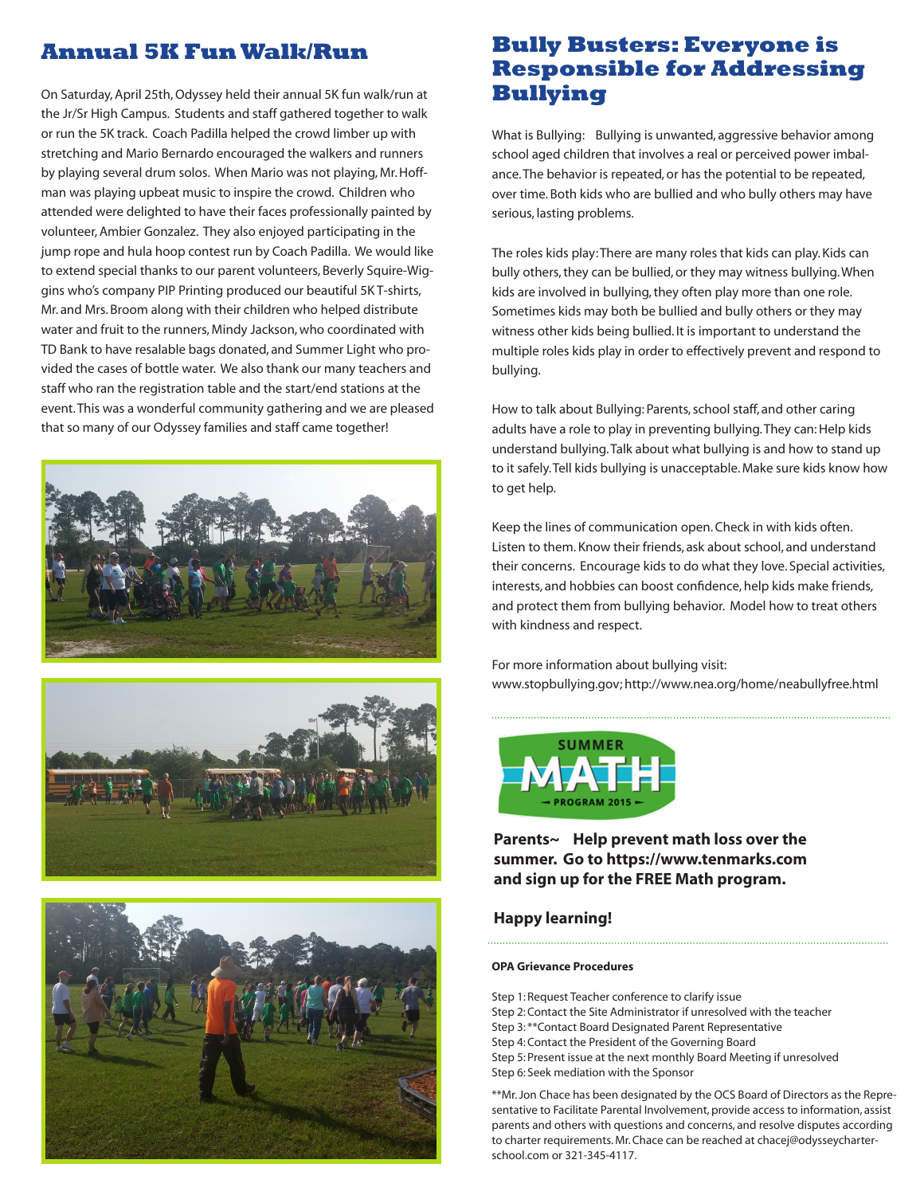## Annual 5K Fun Walk/Run

On Saturday, April 25th, Odyssey held their annual 5K fun walk/run at the Jr/Sr High Campus. Students and staff gathered together to walk or run the 5K track. Coach Padilla helped the crowd limber up with stretching and Mario Bernardo encouraged the walkers and runners by playing several drum solos. When Mario was not playing, Mr. Hoffman was playing upbeat music to inspire the crowd. Children who attended were delighted to have their faces professionally painted by volunteer, Ambier Gonzalez. They also enjoyed participating in the jump rope and hula hoop contest run by Coach Padilla. We would like to extend special thanks to our parent volunteers, Beverly Squire-Wiggins who's company PIP Printing produced our beautiful 5K T-shirts, Mr. and Mrs. Broom along with their children who helped distribute water and fruit to the runners, Mindy Jackson, who coordinated with TD Bank to have resalable bags donated, and Summer Light who provided the cases of bottle water. We also thank our many teachers and staff who ran the registration table and the start/end stations at the event. This was a wonderful community gathering and we are pleased that so many of our Odyssey families and staff came together!

## Bully Busters: Everyone is Responsible for Addressing Bullying

What is Bullying: Bullying is unwanted, aggressive behavior among school aged children that involves a real or perceived power imbalance. The behavior is repeated, or has the potential to be repeated, over time. Both kids who are bullied and who bully others may have serious, lasting problems.

The roles kids play: There are many roles that kids can play. Kids can bully others, they can be bullied, or they may witness bullying. When kids are involved in bullying, they often play more than one role. Sometimes kids may both be bullied and bully others or they may witness other kids being bullied. It is important to understand the multiple roles kids play in order to effectively prevent and respond to bullying.

How to talk about Bullying: Parents, school staff, and other caring adults have a role to play in preventing bullying. They can: Help kids understand bullying. Talk about what bullying is and how to stand up to it safely. Tell kids bullying is unacceptable. Make sure kids know how to get help.

Keep the lines of communication open. Check in with kids often. Listen to them. Know their friends, ask about school, and understand their concerns. Encourage kids to do what they love. Special activities, interests, and hobbies can boost confidence, help kids make friends, and protect them from bullying behavior. Model how to treat others with kindness and respect.

For more information about bullying visit:
www.stopbullying.gov; http://www.nea.org/home/neabullyfree.html

SUMMER MATH PROGRAM 2015

**Parents~ Help prevent math loss over the summer. Go to https://www.tenmarks.com and sign up for the FREE Math program.**

**Happy learning!**

**OPA Grievance Procedures**

Step 1: Request Teacher conference to clarify issue
Step 2: Contact the Site Administrator if unresolved with the teacher
Step 3: **Contact Board Designated Parent Representative
Step 4: Contact the President of the Governing Board
Step 5: Present issue at the next monthly Board Meeting if unresolved
Step 6: Seek mediation with the Sponsor

**Mr. Jon Chace has been designated by the OCS Board of Directors as the Representative to Facilitate Parental Involvement, provide access to information, assist parents and others with questions and concerns, and resolve disputes according to charter requirements. Mr. Chace can be reached at chacej@odysseycharterschool.com or 321-345-4117.